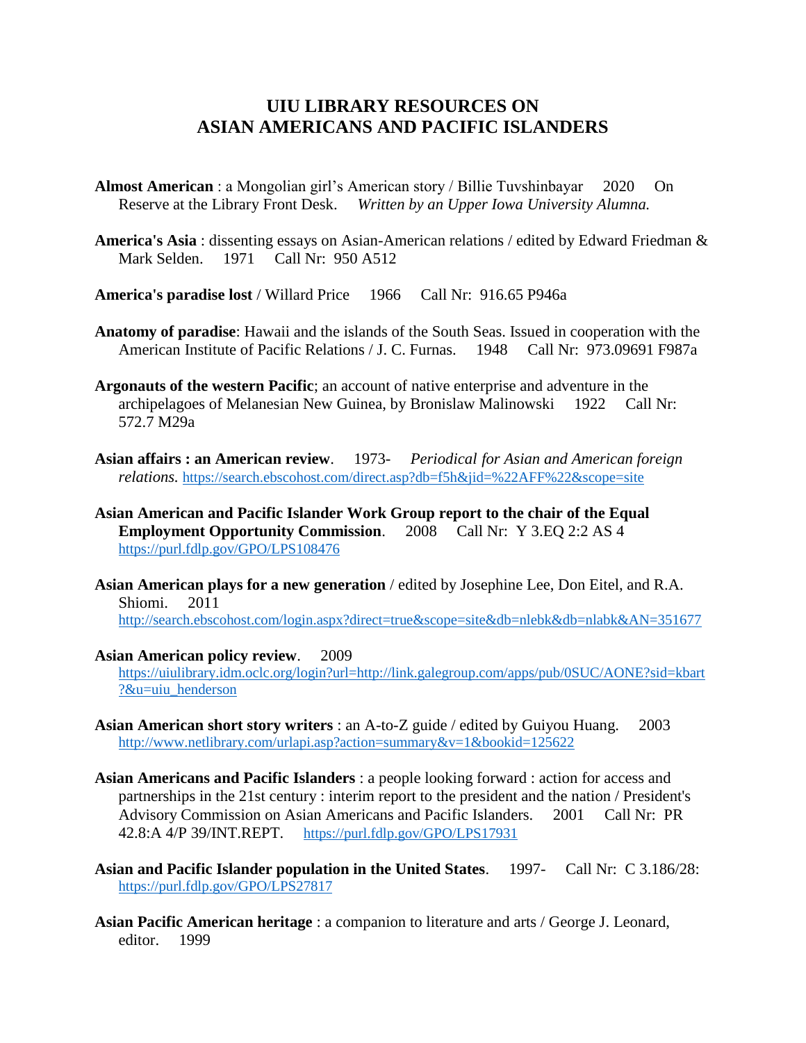# UIU LIBRARY RESOURCES ON ASIAN AMERICANS AND PACIFIC ISLANDERS

**Almost American** : a Mongolian girl's American story / Billie Tuvshinbayar 2020 On Reserve at the Library Front Desk. *Written by an Upper Iowa University Alumna.*

**America's Asia** : dissenting essays on Asian-American relations / edited by Edward Friedman & Mark Selden. 1971 Call Nr: 950 A512

**America's paradise lost** / Willard Price 1966 Call Nr: 916.65 P946a

**Anatomy of paradise**: Hawaii and the islands of the South Seas. Issued in cooperation with the American Institute of Pacific Relations / J. C. Furnas. 1948 Call Nr: 973.09691 F987a

**Argonauts of the western Pacific**; an account of native enterprise and adventure in the archipelagoes of Melanesian New Guinea, by Bronislaw Malinowski 1922 Call Nr: 572.7 M29a

**Asian affairs : an American review**. 1973- *Periodical for Asian and American foreign relations.* https://search.ebscohost.com/direct.asp?db=f5h&jid=%22AFF%22&scope=site

**Asian American and Pacific Islander Work Group report to the chair of the Equal Employment Opportunity Commission**. 2008 Call Nr: Y 3.EQ 2:2 AS 4 https://purl.fdlp.gov/GPO/LPS108476

**Asian American plays for a new generation** / edited by Josephine Lee, Don Eitel, and R.A. Shiomi. 2011 http://search.ebscohost.com/login.aspx?direct=true&scope=site&db=nlebk&db=nlabk&AN=351677

**Asian American policy review**. 2009 https://uiulibrary.idm.oclc.org/login?url=http://link.galegroup.com/apps/pub/0SUC/AONE?sid=kbart?&u=uiu_henderson

**Asian American short story writers** : an A-to-Z guide / edited by Guiyou Huang. 2003 http://www.netlibrary.com/urlapi.asp?action=summary&v=1&bookid=125622

**Asian Americans and Pacific Islanders** : a people looking forward : action for access and partnerships in the 21st century : interim report to the president and the nation / President's Advisory Commission on Asian Americans and Pacific Islanders. 2001 Call Nr: PR 42.8:A 4/P 39/INT.REPT. https://purl.fdlp.gov/GPO/LPS17931

**Asian and Pacific Islander population in the United States**. 1997- Call Nr: C 3.186/28: https://purl.fdlp.gov/GPO/LPS27817

**Asian Pacific American heritage** : a companion to literature and arts / George J. Leonard, editor. 1999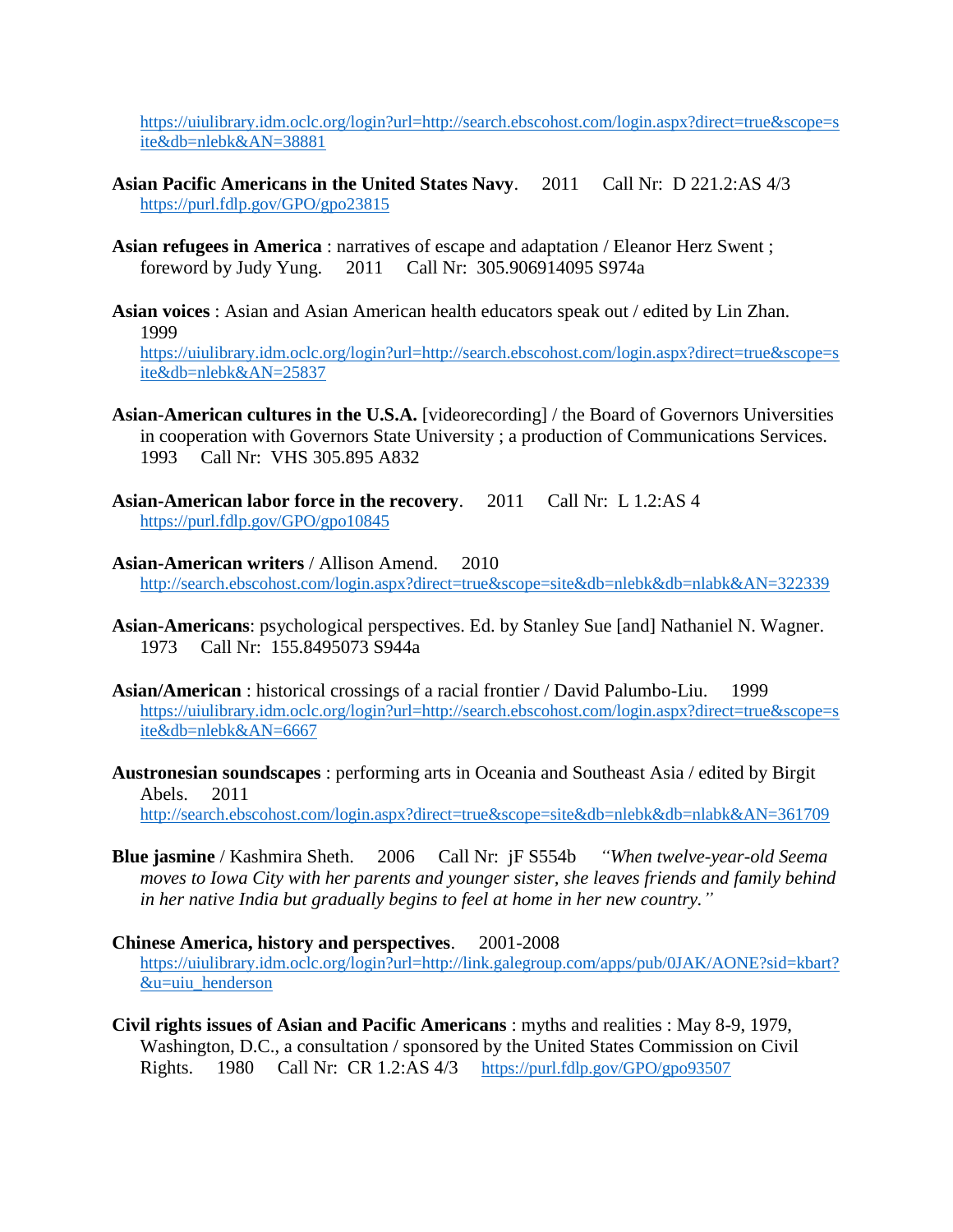https://uiulibrary.idm.oclc.org/login?url=http://search.ebscohost.com/login.aspx?direct=true&scope=site&db=nlebk&AN=38881

**Asian Pacific Americans in the United States Navy**. 2011 Call Nr: D 221.2:AS 4/3
https://purl.fdlp.gov/GPO/gpo23815

**Asian refugees in America** : narratives of escape and adaptation / Eleanor Herz Swent ; foreword by Judy Yung. 2011 Call Nr: 305.906914095 S974a

**Asian voices** : Asian and Asian American health educators speak out / edited by Lin Zhan. 1999
https://uiulibrary.idm.oclc.org/login?url=http://search.ebscohost.com/login.aspx?direct=true&scope=site&db=nlebk&AN=25837

**Asian-American cultures in the U.S.A.** [videorecording] / the Board of Governors Universities in cooperation with Governors State University ; a production of Communications Services. 1993 Call Nr: VHS 305.895 A832

**Asian-American labor force in the recovery**. 2011 Call Nr: L 1.2:AS 4
https://purl.fdlp.gov/GPO/gpo10845

**Asian-American writers** / Allison Amend. 2010
http://search.ebscohost.com/login.aspx?direct=true&scope=site&db=nlebk&db=nlabk&AN=322339

**Asian-Americans**: psychological perspectives. Ed. by Stanley Sue [and] Nathaniel N. Wagner. 1973 Call Nr: 155.8495073 S944a

**Asian/American** : historical crossings of a racial frontier / David Palumbo-Liu. 1999
https://uiulibrary.idm.oclc.org/login?url=http://search.ebscohost.com/login.aspx?direct=true&scope=site&db=nlebk&AN=6667

**Austronesian soundscapes** : performing arts in Oceania and Southeast Asia / edited by Birgit Abels. 2011
http://search.ebscohost.com/login.aspx?direct=true&scope=site&db=nlebk&db=nlabk&AN=361709

**Blue jasmine** / Kashmira Sheth. 2006 Call Nr: jF S554b *"When twelve-year-old Seema moves to Iowa City with her parents and younger sister, she leaves friends and family behind in her native India but gradually begins to feel at home in her new country."*

**Chinese America, history and perspectives**. 2001-2008
https://uiulibrary.idm.oclc.org/login?url=http://link.galegroup.com/apps/pub/0JAK/AONE?sid=kbart?&u=uiu_henderson

**Civil rights issues of Asian and Pacific Americans** : myths and realities : May 8-9, 1979, Washington, D.C., a consultation / sponsored by the United States Commission on Civil Rights. 1980 Call Nr: CR 1.2:AS 4/3 https://purl.fdlp.gov/GPO/gpo93507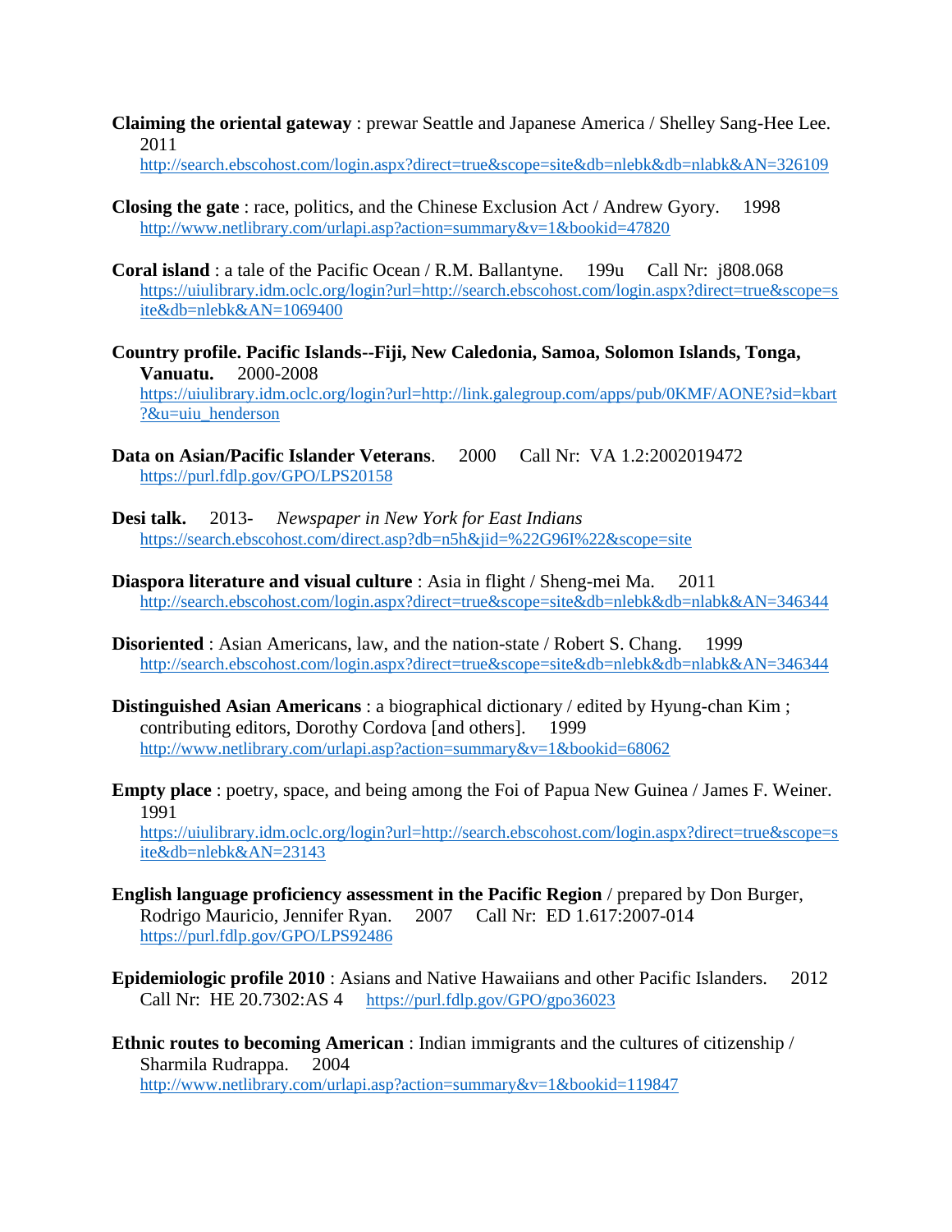**Claiming the oriental gateway** : prewar Seattle and Japanese America / Shelley Sang-Hee Lee. 2011
http://search.ebscohost.com/login.aspx?direct=true&scope=site&db=nlebk&db=nlabk&AN=326109

**Closing the gate** : race, politics, and the Chinese Exclusion Act / Andrew Gyory. 1998
http://www.netlibrary.com/urlapi.asp?action=summary&v=1&bookid=47820

**Coral island** : a tale of the Pacific Ocean / R.M. Ballantyne. 199u Call Nr: j808.068
https://uiulibrary.idm.oclc.org/login?url=http://search.ebscohost.com/login.aspx?direct=true&scope=site&db=nlebk&AN=1069400

**Country profile. Pacific Islands--Fiji, New Caledonia, Samoa, Solomon Islands, Tonga, Vanuatu.** 2000-2008
https://uiulibrary.idm.oclc.org/login?url=http://link.galegroup.com/apps/pub/0KMF/AONE?sid=kbart?&u=uiu_henderson

**Data on Asian/Pacific Islander Veterans**. 2000 Call Nr: VA 1.2:2002019472
https://purl.fdlp.gov/GPO/LPS20158

**Desi talk.** 2013- *Newspaper in New York for East Indians*
https://search.ebscohost.com/direct.asp?db=n5h&jid=%22G96I%22&scope=site

**Diaspora literature and visual culture** : Asia in flight / Sheng-mei Ma. 2011
http://search.ebscohost.com/login.aspx?direct=true&scope=site&db=nlebk&db=nlabk&AN=346344

**Disoriented** : Asian Americans, law, and the nation-state / Robert S. Chang. 1999
http://search.ebscohost.com/login.aspx?direct=true&scope=site&db=nlebk&db=nlabk&AN=346344

**Distinguished Asian Americans** : a biographical dictionary / edited by Hyung-chan Kim ; contributing editors, Dorothy Cordova [and others]. 1999
http://www.netlibrary.com/urlapi.asp?action=summary&v=1&bookid=68062

**Empty place** : poetry, space, and being among the Foi of Papua New Guinea / James F. Weiner. 1991
https://uiulibrary.idm.oclc.org/login?url=http://search.ebscohost.com/login.aspx?direct=true&scope=site&db=nlebk&AN=23143

**English language proficiency assessment in the Pacific Region** / prepared by Don Burger, Rodrigo Mauricio, Jennifer Ryan. 2007 Call Nr: ED 1.617:2007-014
https://purl.fdlp.gov/GPO/LPS92486

**Epidemiologic profile 2010** : Asians and Native Hawaiians and other Pacific Islanders. 2012 Call Nr: HE 20.7302:AS 4 https://purl.fdlp.gov/GPO/gpo36023

**Ethnic routes to becoming American** : Indian immigrants and the cultures of citizenship / Sharmila Rudrappa. 2004
http://www.netlibrary.com/urlapi.asp?action=summary&v=1&bookid=119847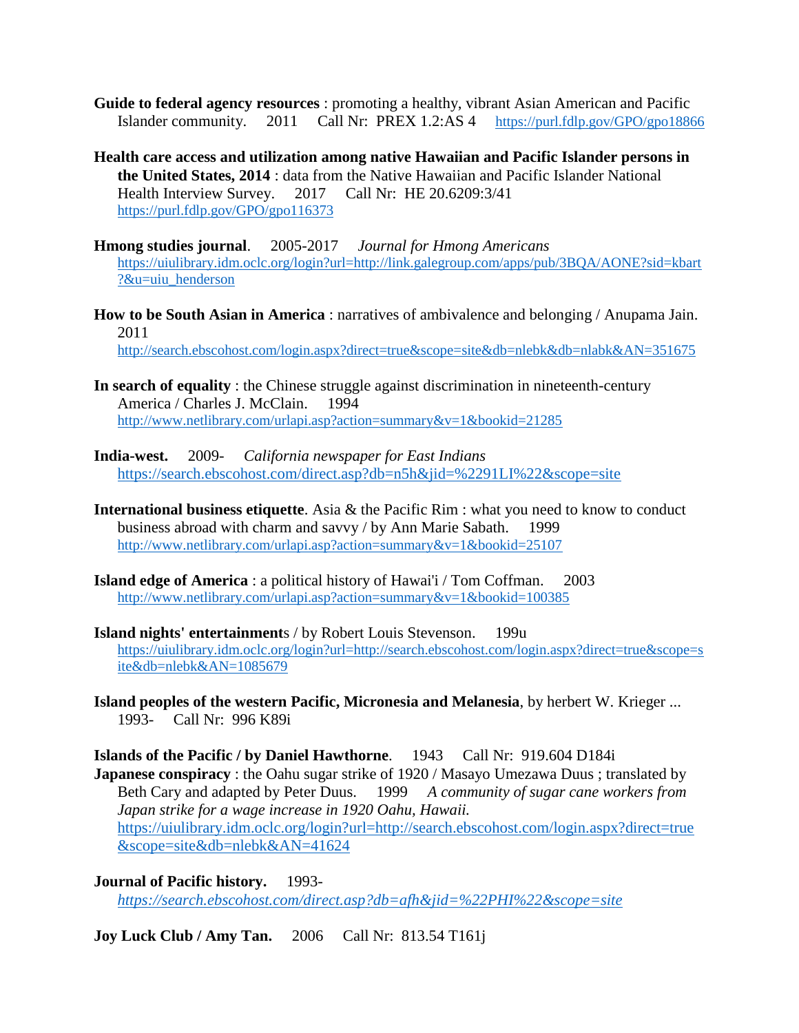**Guide to federal agency resources** : promoting a healthy, vibrant Asian American and Pacific Islander community. 2011 Call Nr: PREX 1.2:AS 4 https://purl.fdlp.gov/GPO/gpo18866

**Health care access and utilization among native Hawaiian and Pacific Islander persons in the United States, 2014** : data from the Native Hawaiian and Pacific Islander National Health Interview Survey. 2017 Call Nr: HE 20.6209:3/41 https://purl.fdlp.gov/GPO/gpo116373

**Hmong studies journal**. 2005-2017 *Journal for Hmong Americans* https://uiulibrary.idm.oclc.org/login?url=http://link.galegroup.com/apps/pub/3BQA/AONE?sid=kbart?&u=uiu_henderson

**How to be South Asian in America** : narratives of ambivalence and belonging / Anupama Jain. 2011 http://search.ebscohost.com/login.aspx?direct=true&scope=site&db=nlebk&db=nlabk&AN=351675

**In search of equality** : the Chinese struggle against discrimination in nineteenth-century America / Charles J. McClain. 1994 http://www.netlibrary.com/urlapi.asp?action=summary&v=1&bookid=21285

**India-west.** 2009- *California newspaper for East Indians* https://search.ebscohost.com/direct.asp?db=n5h&jid=%2291LI%22&scope=site

**International business etiquette**. Asia & the Pacific Rim : what you need to know to conduct business abroad with charm and savvy / by Ann Marie Sabath. 1999 http://www.netlibrary.com/urlapi.asp?action=summary&v=1&bookid=25107

**Island edge of America** : a political history of Hawai'i / Tom Coffman. 2003 http://www.netlibrary.com/urlapi.asp?action=summary&v=1&bookid=100385

**Island nights' entertainment**s / by Robert Louis Stevenson. 199u https://uiulibrary.idm.oclc.org/login?url=http://search.ebscohost.com/login.aspx?direct=true&scope=site&db=nlebk&AN=1085679

**Island peoples of the western Pacific, Micronesia and Melanesia**, by herbert W. Krieger ... 1993- Call Nr: 996 K89i

**Islands of the Pacific / by Daniel Hawthorne**. 1943 Call Nr: 919.604 D184i

**Japanese conspiracy** : the Oahu sugar strike of 1920 / Masayo Umezawa Duus ; translated by Beth Cary and adapted by Peter Duus. 1999 *A community of sugar cane workers from Japan strike for a wage increase in 1920 Oahu, Hawaii.* https://uiulibrary.idm.oclc.org/login?url=http://search.ebscohost.com/login.aspx?direct=true&scope=site&db=nlebk&AN=41624

**Journal of Pacific history.** 1993- *https://search.ebscohost.com/direct.asp?db=afh&jid=%22PHI%22&scope=site*

**Joy Luck Club / Amy Tan.** 2006 Call Nr: 813.54 T161j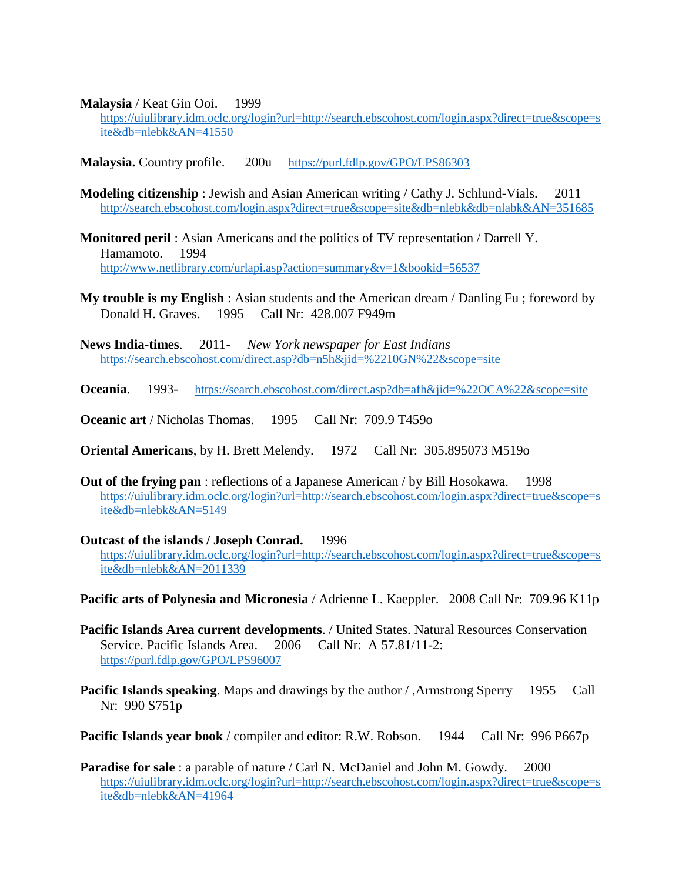**Malaysia** / Keat Gin Ooi. 1999
https://uiulibrary.idm.oclc.org/login?url=http://search.ebscohost.com/login.aspx?direct=true&scope=site&db=nlebk&AN=41550

**Malaysia.** Country profile. 200u https://purl.fdlp.gov/GPO/LPS86303

**Modeling citizenship** : Jewish and Asian American writing / Cathy J. Schlund-Vials. 2011
http://search.ebscohost.com/login.aspx?direct=true&scope=site&db=nlebk&db=nlabk&AN=351685

**Monitored peril** : Asian Americans and the politics of TV representation / Darrell Y. Hamamoto. 1994
http://www.netlibrary.com/urlapi.asp?action=summary&v=1&bookid=56537

**My trouble is my English** : Asian students and the American dream / Danling Fu ; foreword by Donald H. Graves. 1995 Call Nr: 428.007 F949m

**News India-times**. 2011- *New York newspaper for East Indians*
https://search.ebscohost.com/direct.asp?db=n5h&jid=%2210GN%22&scope=site

**Oceania**. 1993- https://search.ebscohost.com/direct.asp?db=afh&jid=%22OCA%22&scope=site

**Oceanic art** / Nicholas Thomas. 1995 Call Nr: 709.9 T459o

**Oriental Americans**, by H. Brett Melendy. 1972 Call Nr: 305.895073 M519o

**Out of the frying pan** : reflections of a Japanese American / by Bill Hosokawa. 1998
https://uiulibrary.idm.oclc.org/login?url=http://search.ebscohost.com/login.aspx?direct=true&scope=site&db=nlebk&AN=5149

**Outcast of the islands / Joseph Conrad.** 1996
https://uiulibrary.idm.oclc.org/login?url=http://search.ebscohost.com/login.aspx?direct=true&scope=site&db=nlebk&AN=2011339

**Pacific arts of Polynesia and Micronesia** / Adrienne L. Kaeppler. 2008 Call Nr: 709.96 K11p

**Pacific Islands Area current developments**. / United States. Natural Resources Conservation Service. Pacific Islands Area. 2006 Call Nr: A 57.81/11-2:
https://purl.fdlp.gov/GPO/LPS96007

**Pacific Islands speaking**. Maps and drawings by the author / ,Armstrong Sperry 1955 Call Nr: 990 S751p

**Pacific Islands year book** / compiler and editor: R.W. Robson. 1944 Call Nr: 996 P667p

**Paradise for sale** : a parable of nature / Carl N. McDaniel and John M. Gowdy. 2000
https://uiulibrary.idm.oclc.org/login?url=http://search.ebscohost.com/login.aspx?direct=true&scope=site&db=nlebk&AN=41964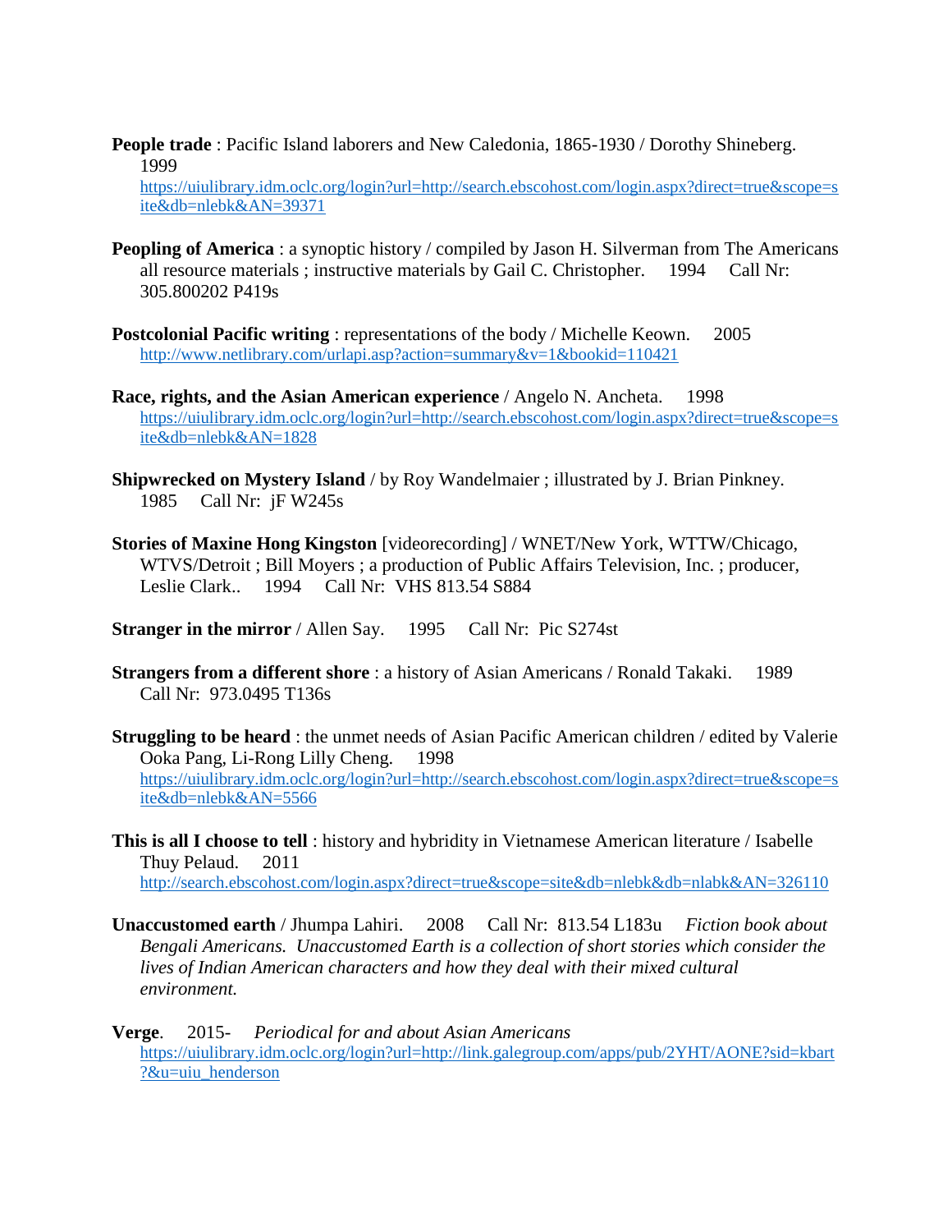**People trade** : Pacific Island laborers and New Caledonia, 1865-1930 / Dorothy Shineberg. 1999
https://uiulibrary.idm.oclc.org/login?url=http://search.ebscohost.com/login.aspx?direct=true&scope=site&db=nlebk&AN=39371

**Peopling of America** : a synoptic history / compiled by Jason H. Silverman from The Americans all resource materials ; instructive materials by Gail C. Christopher. 1994 Call Nr: 305.800202 P419s

**Postcolonial Pacific writing** : representations of the body / Michelle Keown. 2005
http://www.netlibrary.com/urlapi.asp?action=summary&v=1&bookid=110421

**Race, rights, and the Asian American experience** / Angelo N. Ancheta. 1998
https://uiulibrary.idm.oclc.org/login?url=http://search.ebscohost.com/login.aspx?direct=true&scope=site&db=nlebk&AN=1828

**Shipwrecked on Mystery Island** / by Roy Wandelmaier ; illustrated by J. Brian Pinkney. 1985 Call Nr: jF W245s

**Stories of Maxine Hong Kingston** [videorecording] / WNET/New York, WTTW/Chicago, WTVS/Detroit ; Bill Moyers ; a production of Public Affairs Television, Inc. ; producer, Leslie Clark.. 1994 Call Nr: VHS 813.54 S884

**Stranger in the mirror** / Allen Say. 1995 Call Nr: Pic S274st

**Strangers from a different shore** : a history of Asian Americans / Ronald Takaki. 1989 Call Nr: 973.0495 T136s

**Struggling to be heard** : the unmet needs of Asian Pacific American children / edited by Valerie Ooka Pang, Li-Rong Lilly Cheng. 1998
https://uiulibrary.idm.oclc.org/login?url=http://search.ebscohost.com/login.aspx?direct=true&scope=site&db=nlebk&AN=5566

**This is all I choose to tell** : history and hybridity in Vietnamese American literature / Isabelle Thuy Pelaud. 2011
http://search.ebscohost.com/login.aspx?direct=true&scope=site&db=nlebk&db=nlabk&AN=326110

**Unaccustomed earth** / Jhumpa Lahiri. 2008 Call Nr: 813.54 L183u *Fiction book about Bengali Americans. Unaccustomed Earth is a collection of short stories which consider the lives of Indian American characters and how they deal with their mixed cultural environment.*

**Verge**. 2015- *Periodical for and about Asian Americans*
https://uiulibrary.idm.oclc.org/login?url=http://link.galegroup.com/apps/pub/2YHT/AONE?sid=kbart?&u=uiu_henderson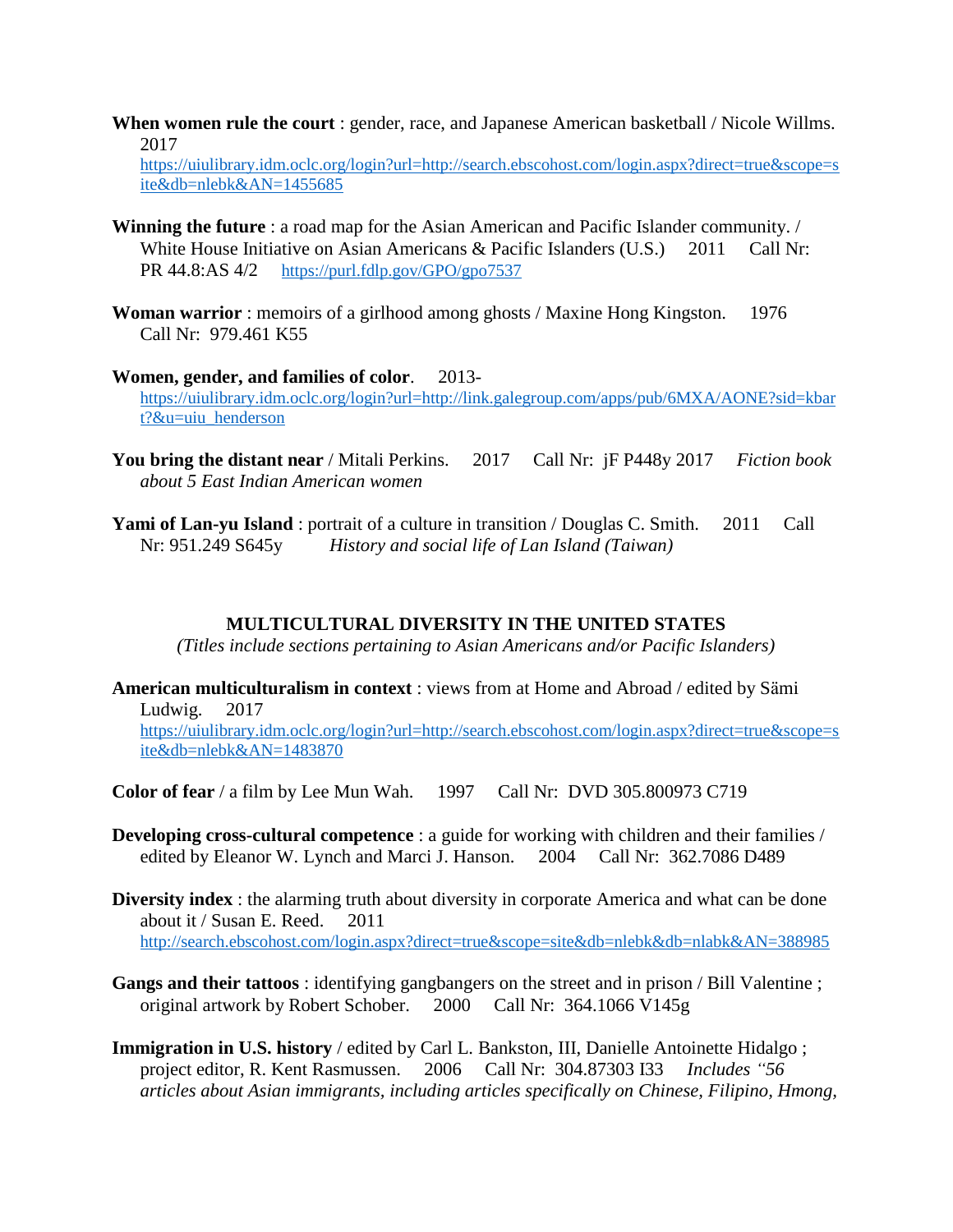**When women rule the court** : gender, race, and Japanese American basketball / Nicole Willms. 2017 https://uiulibrary.idm.oclc.org/login?url=http://search.ebscohost.com/login.aspx?direct=true&scope=site&db=nlebk&AN=1455685

**Winning the future** : a road map for the Asian American and Pacific Islander community. / White House Initiative on Asian Americans & Pacific Islanders (U.S.) 2011 Call Nr: PR 44.8:AS 4/2 https://purl.fdlp.gov/GPO/gpo7537

**Woman warrior** : memoirs of a girlhood among ghosts / Maxine Hong Kingston. 1976 Call Nr: 979.461 K55

**Women, gender, and families of color**. 2013- https://uiulibrary.idm.oclc.org/login?url=http://link.galegroup.com/apps/pub/6MXA/AONE?sid=kbart?&u=uiu_henderson

**You bring the distant near** / Mitali Perkins. 2017 Call Nr: jF P448y 2017 *Fiction book about 5 East Indian American women*

**Yami of Lan-yu Island** : portrait of a culture in transition / Douglas C. Smith. 2011 Call Nr: 951.249 S645y *History and social life of Lan Island (Taiwan)*

## MULTICULTURAL DIVERSITY IN THE UNITED STATES

*(Titles include sections pertaining to Asian Americans and/or Pacific Islanders)*

**American multiculturalism in context** : views from at Home and Abroad / edited by Sämi Ludwig. 2017 https://uiulibrary.idm.oclc.org/login?url=http://search.ebscohost.com/login.aspx?direct=true&scope=site&db=nlebk&AN=1483870

**Color of fear** / a film by Lee Mun Wah. 1997 Call Nr: DVD 305.800973 C719

**Developing cross-cultural competence** : a guide for working with children and their families / edited by Eleanor W. Lynch and Marci J. Hanson. 2004 Call Nr: 362.7086 D489

**Diversity index** : the alarming truth about diversity in corporate America and what can be done about it / Susan E. Reed. 2011 http://search.ebscohost.com/login.aspx?direct=true&scope=site&db=nlebk&db=nlabk&AN=388985

**Gangs and their tattoos** : identifying gangbangers on the street and in prison / Bill Valentine ; original artwork by Robert Schober. 2000 Call Nr: 364.1066 V145g

**Immigration in U.S. history** / edited by Carl L. Bankston, III, Danielle Antoinette Hidalgo ; project editor, R. Kent Rasmussen. 2006 Call Nr: 304.87303 I33 *Includes "56 articles about Asian immigrants, including articles specifically on Chinese, Filipino, Hmong,*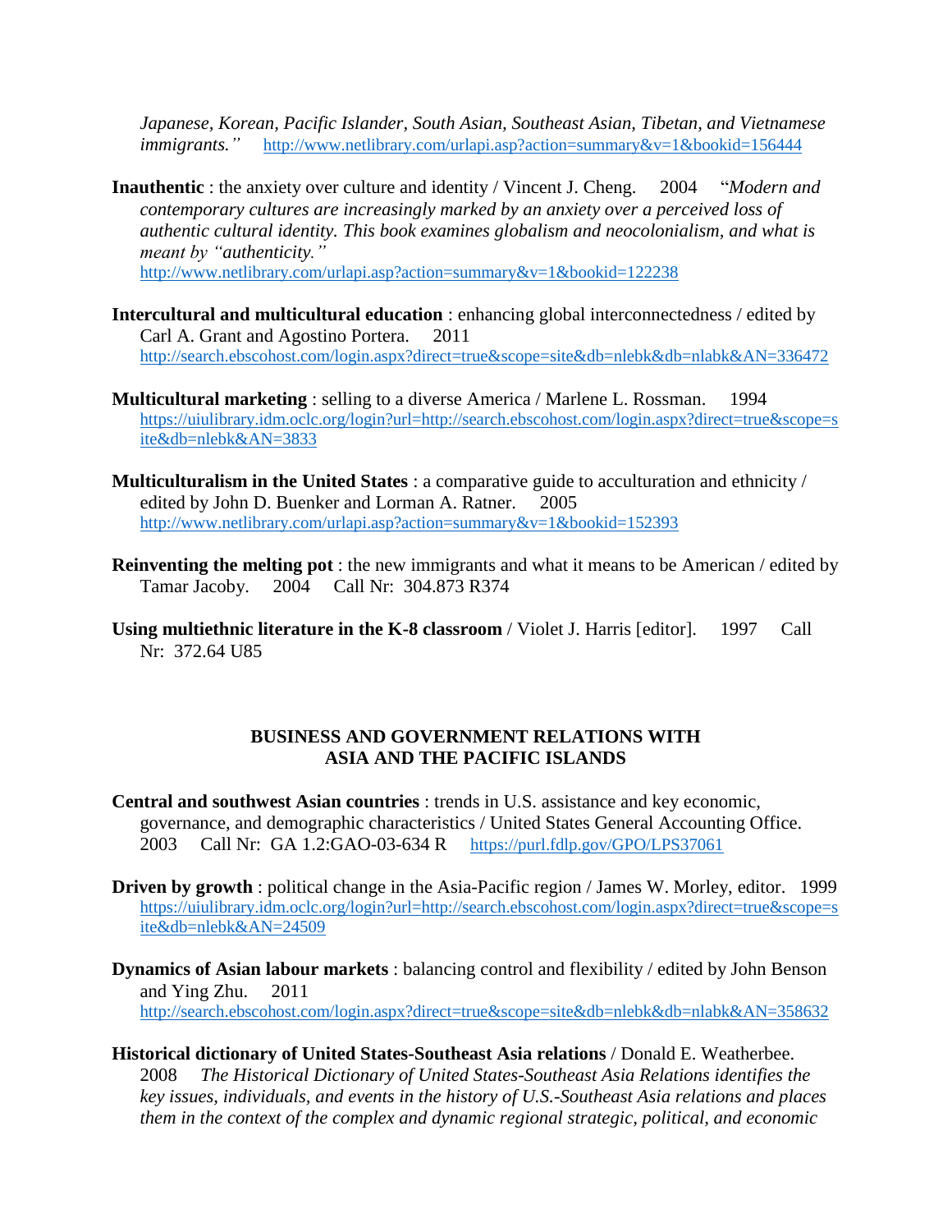*Japanese, Korean, Pacific Islander, South Asian, Southeast Asian, Tibetan, and Vietnamese immigrants."* http://www.netlibrary.com/urlapi.asp?action=summary&v=1&bookid=156444

**Inauthentic** : the anxiety over culture and identity / Vincent J. Cheng. 2004 "*Modern and contemporary cultures are increasingly marked by an anxiety over a perceived loss of authentic cultural identity. This book examines globalism and neocolonialism, and what is meant by "authenticity."*
http://www.netlibrary.com/urlapi.asp?action=summary&v=1&bookid=122238

**Intercultural and multicultural education** : enhancing global interconnectedness / edited by Carl A. Grant and Agostino Portera. 2011
http://search.ebscohost.com/login.aspx?direct=true&scope=site&db=nlebk&db=nlabk&AN=336472

**Multicultural marketing** : selling to a diverse America / Marlene L. Rossman. 1994
https://uiulibrary.idm.oclc.org/login?url=http://search.ebscohost.com/login.aspx?direct=true&scope=site&db=nlebk&AN=3833

**Multiculturalism in the United States** : a comparative guide to acculturation and ethnicity / edited by John D. Buenker and Lorman A. Ratner. 2005
http://www.netlibrary.com/urlapi.asp?action=summary&v=1&bookid=152393

**Reinventing the melting pot** : the new immigrants and what it means to be American / edited by Tamar Jacoby. 2004 Call Nr: 304.873 R374

**Using multiethnic literature in the K-8 classroom** / Violet J. Harris [editor]. 1997 Call Nr: 372.64 U85

## BUSINESS AND GOVERNMENT RELATIONS WITH ASIA AND THE PACIFIC ISLANDS

**Central and southwest Asian countries** : trends in U.S. assistance and key economic, governance, and demographic characteristics / United States General Accounting Office. 2003 Call Nr: GA 1.2:GAO-03-634 R https://purl.fdlp.gov/GPO/LPS37061

**Driven by growth** : political change in the Asia-Pacific region / James W. Morley, editor. 1999
https://uiulibrary.idm.oclc.org/login?url=http://search.ebscohost.com/login.aspx?direct=true&scope=site&db=nlebk&AN=24509

**Dynamics of Asian labour markets** : balancing control and flexibility / edited by John Benson and Ying Zhu. 2011
http://search.ebscohost.com/login.aspx?direct=true&scope=site&db=nlebk&db=nlabk&AN=358632

**Historical dictionary of United States-Southeast Asia relations** / Donald E. Weatherbee. 2008 *The Historical Dictionary of United States-Southeast Asia Relations identifies the key issues, individuals, and events in the history of U.S.-Southeast Asia relations and places them in the context of the complex and dynamic regional strategic, political, and economic*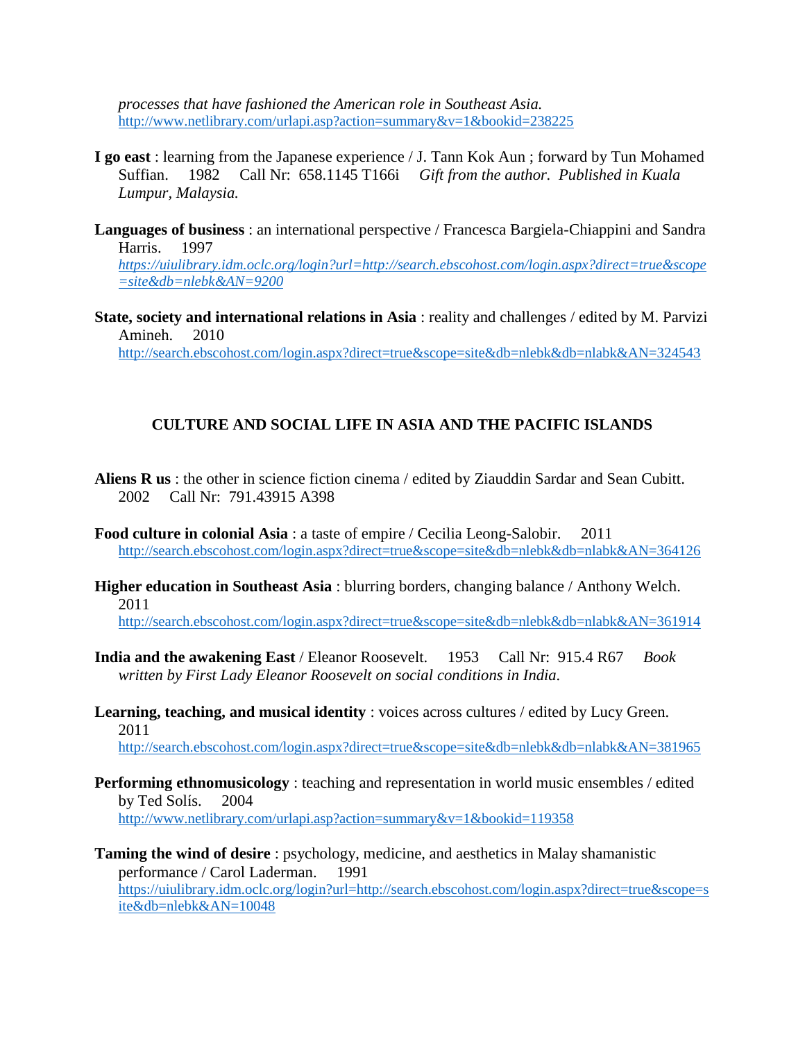*processes that have fashioned the American role in Southeast Asia.*
http://www.netlibrary.com/urlapi.asp?action=summary&v=1&bookid=238225

**I go east** : learning from the Japanese experience / J. Tann Kok Aun ; forward by Tun Mohamed Suffian. 1982 Call Nr: 658.1145 T166i *Gift from the author. Published in Kuala Lumpur, Malaysia.*

**Languages of business** : an international perspective / Francesca Bargiela-Chiappini and Sandra Harris. 1997
*https://uiulibrary.idm.oclc.org/login?url=http://search.ebscohost.com/login.aspx?direct=true&scope=site&db=nlebk&AN=9200*

**State, society and international relations in Asia** : reality and challenges / edited by M. Parvizi Amineh. 2010
http://search.ebscohost.com/login.aspx?direct=true&scope=site&db=nlebk&db=nlabk&AN=324543

## CULTURE AND SOCIAL LIFE IN ASIA AND THE PACIFIC ISLANDS

**Aliens R us** : the other in science fiction cinema / edited by Ziauddin Sardar and Sean Cubitt. 2002 Call Nr: 791.43915 A398

**Food culture in colonial Asia** : a taste of empire / Cecilia Leong-Salobir. 2011
http://search.ebscohost.com/login.aspx?direct=true&scope=site&db=nlebk&db=nlabk&AN=364126

**Higher education in Southeast Asia** : blurring borders, changing balance / Anthony Welch. 2011
http://search.ebscohost.com/login.aspx?direct=true&scope=site&db=nlebk&db=nlabk&AN=361914

**India and the awakening East** / Eleanor Roosevelt. 1953 Call Nr: 915.4 R67 *Book written by First Lady Eleanor Roosevelt on social conditions in India.*

**Learning, teaching, and musical identity** : voices across cultures / edited by Lucy Green. 2011
http://search.ebscohost.com/login.aspx?direct=true&scope=site&db=nlebk&db=nlabk&AN=381965

**Performing ethnomusicology** : teaching and representation in world music ensembles / edited by Ted Solís. 2004
http://www.netlibrary.com/urlapi.asp?action=summary&v=1&bookid=119358

**Taming the wind of desire** : psychology, medicine, and aesthetics in Malay shamanistic performance / Carol Laderman. 1991
https://uiulibrary.idm.oclc.org/login?url=http://search.ebscohost.com/login.aspx?direct=true&scope=site&db=nlebk&AN=10048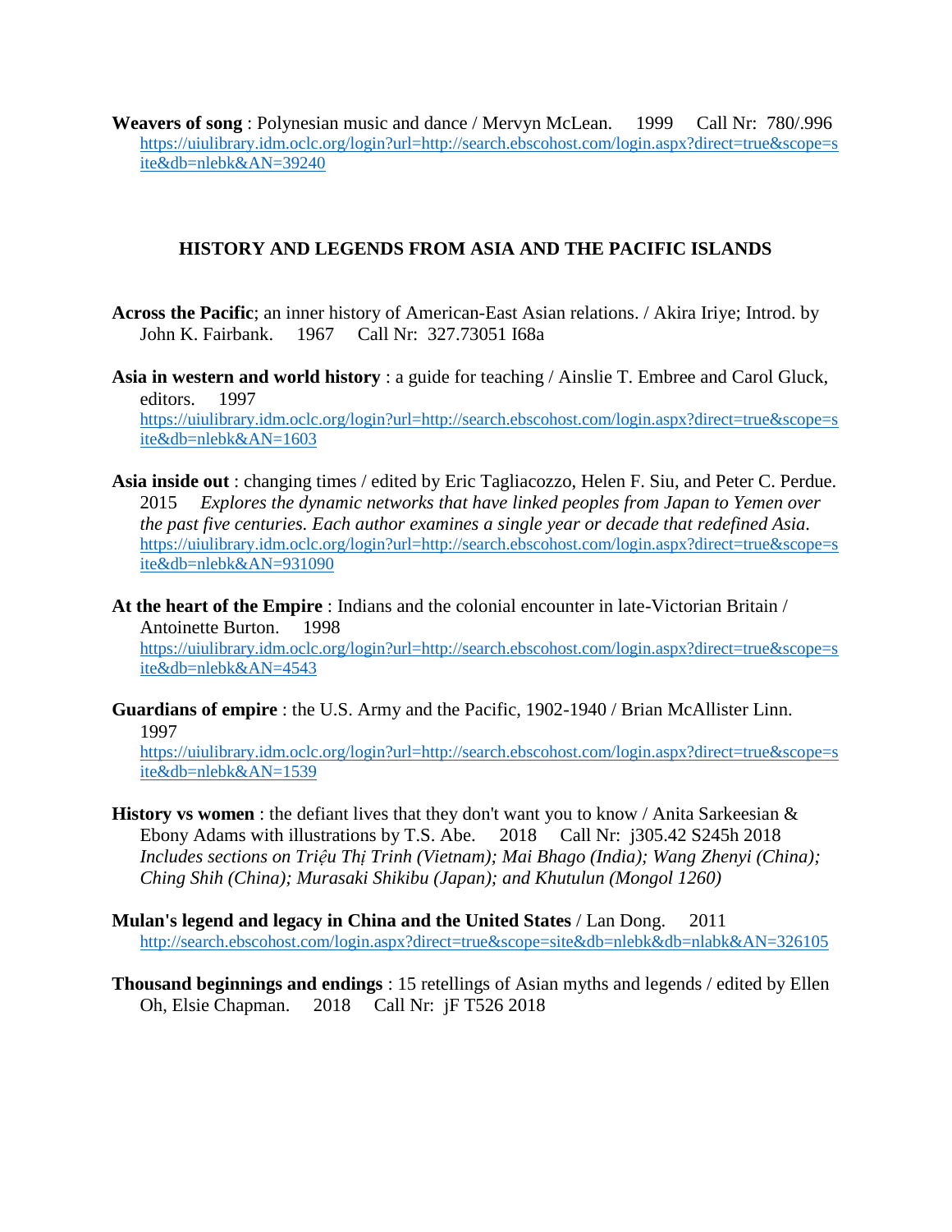**Weavers of song** : Polynesian music and dance / Mervyn McLean. 1999 Call Nr: 780/.996
https://uiulibrary.idm.oclc.org/login?url=http://search.ebscohost.com/login.aspx?direct=true&scope=site&db=nlebk&AN=39240

## HISTORY AND LEGENDS FROM ASIA AND THE PACIFIC ISLANDS

**Across the Pacific**; an inner history of American-East Asian relations. / Akira Iriye; Introd. by John K. Fairbank. 1967 Call Nr: 327.73051 I68a

**Asia in western and world history** : a guide for teaching / Ainslie T. Embree and Carol Gluck, editors. 1997
https://uiulibrary.idm.oclc.org/login?url=http://search.ebscohost.com/login.aspx?direct=true&scope=site&db=nlebk&AN=1603

**Asia inside out** : changing times / edited by Eric Tagliacozzo, Helen F. Siu, and Peter C. Perdue. 2015 *Explores the dynamic networks that have linked peoples from Japan to Yemen over the past five centuries. Each author examines a single year or decade that redefined Asia.*
https://uiulibrary.idm.oclc.org/login?url=http://search.ebscohost.com/login.aspx?direct=true&scope=site&db=nlebk&AN=931090

**At the heart of the Empire** : Indians and the colonial encounter in late-Victorian Britain / Antoinette Burton. 1998
https://uiulibrary.idm.oclc.org/login?url=http://search.ebscohost.com/login.aspx?direct=true&scope=site&db=nlebk&AN=4543

**Guardians of empire** : the U.S. Army and the Pacific, 1902-1940 / Brian McAllister Linn. 1997
https://uiulibrary.idm.oclc.org/login?url=http://search.ebscohost.com/login.aspx?direct=true&scope=site&db=nlebk&AN=1539

**History vs women** : the defiant lives that they don't want you to know / Anita Sarkeesian & Ebony Adams with illustrations by T.S. Abe. 2018 Call Nr: j305.42 S245h 2018
*Includes sections on Triệu Thị Trinh (Vietnam); Mai Bhago (India); Wang Zhenyi (China); Ching Shih (China); Murasaki Shikibu (Japan); and Khutulun (Mongol 1260)*

**Mulan's legend and legacy in China and the United States** / Lan Dong. 2011
http://search.ebscohost.com/login.aspx?direct=true&scope=site&db=nlebk&db=nlabk&AN=326105

**Thousand beginnings and endings** : 15 retellings of Asian myths and legends / edited by Ellen Oh, Elsie Chapman. 2018 Call Nr: jF T526 2018